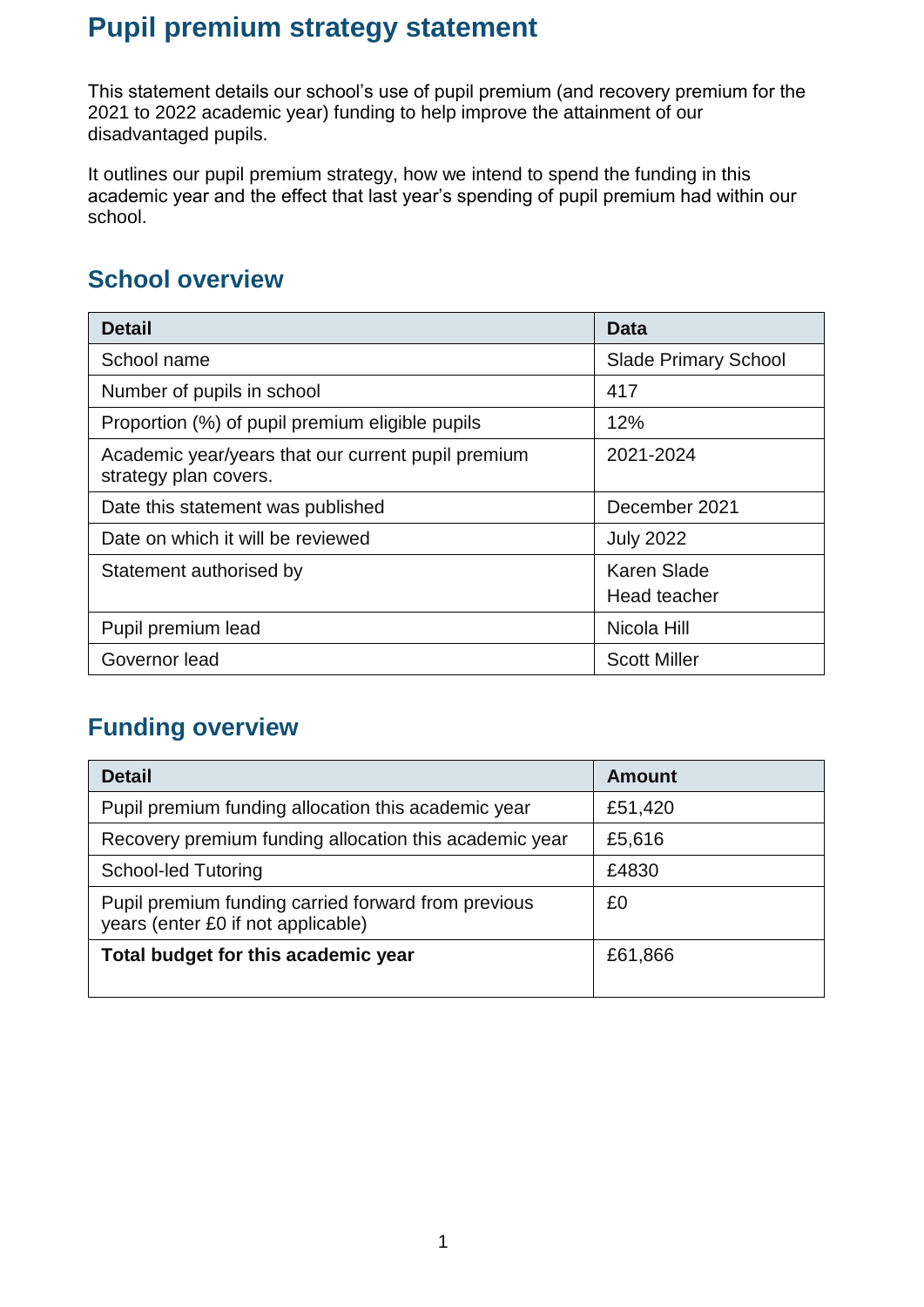# Pupil premium strategy statement

This statement details our school's use of pupil premium (and recovery premium for the 2021 to 2022 academic year) funding to help improve the attainment of our disadvantaged pupils.

It outlines our pupil premium strategy, how we intend to spend the funding in this academic year and the effect that last year's spending of pupil premium had within our school.

## School overview

| Detail | Data |
|---|---|
| School name | Slade Primary School |
| Number of pupils in school | 417 |
| Proportion (%) of pupil premium eligible pupils | 12% |
| Academic year/years that our current pupil premium strategy plan covers. | 2021-2024 |
| Date this statement was published | December 2021 |
| Date on which it will be reviewed | July 2022 |
| Statement authorised by | Karen Slade<br>Head teacher |
| Pupil premium lead | Nicola Hill |
| Governor lead | Scott Miller |

## Funding overview

| Detail | Amount |
|---|---|
| Pupil premium funding allocation this academic year | £51,420 |
| Recovery premium funding allocation this academic year | £5,616 |
| School-led Tutoring | £4830 |
| Pupil premium funding carried forward from previous years (enter £0 if not applicable) | £0 |
| **Total budget for this academic year** | £61,866 |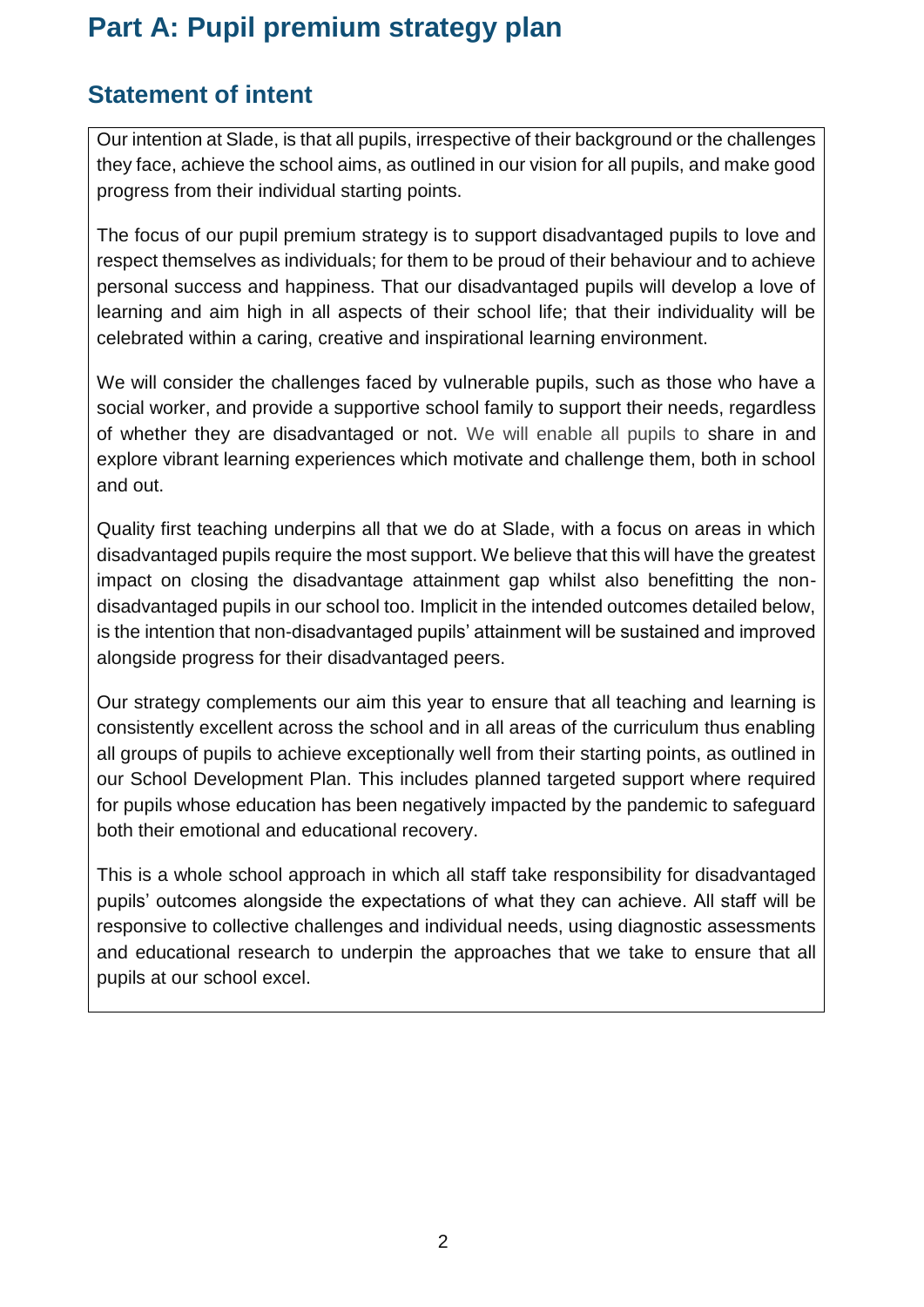# Part A: Pupil premium strategy plan

## Statement of intent

Our intention at Slade, is that all pupils, irrespective of their background or the challenges they face, achieve the school aims, as outlined in our vision for all pupils, and make good progress from their individual starting points.

The focus of our pupil premium strategy is to support disadvantaged pupils to love and respect themselves as individuals; for them to be proud of their behaviour and to achieve personal success and happiness. That our disadvantaged pupils will develop a love of learning and aim high in all aspects of their school life; that their individuality will be celebrated within a caring, creative and inspirational learning environment.

We will consider the challenges faced by vulnerable pupils, such as those who have a social worker, and provide a supportive school family to support their needs, regardless of whether they are disadvantaged or not. We will enable all pupils to share in and explore vibrant learning experiences which motivate and challenge them, both in school and out.

Quality first teaching underpins all that we do at Slade, with a focus on areas in which disadvantaged pupils require the most support. We believe that this will have the greatest impact on closing the disadvantage attainment gap whilst also benefitting the non-disadvantaged pupils in our school too. Implicit in the intended outcomes detailed below, is the intention that non-disadvantaged pupils' attainment will be sustained and improved alongside progress for their disadvantaged peers.

Our strategy complements our aim this year to ensure that all teaching and learning is consistently excellent across the school and in all areas of the curriculum thus enabling all groups of pupils to achieve exceptionally well from their starting points, as outlined in our School Development Plan. This includes planned targeted support where required for pupils whose education has been negatively impacted by the pandemic to safeguard both their emotional and educational recovery.

This is a whole school approach in which all staff take responsibility for disadvantaged pupils' outcomes alongside the expectations of what they can achieve. All staff will be responsive to collective challenges and individual needs, using diagnostic assessments and educational research to underpin the approaches that we take to ensure that all pupils at our school excel.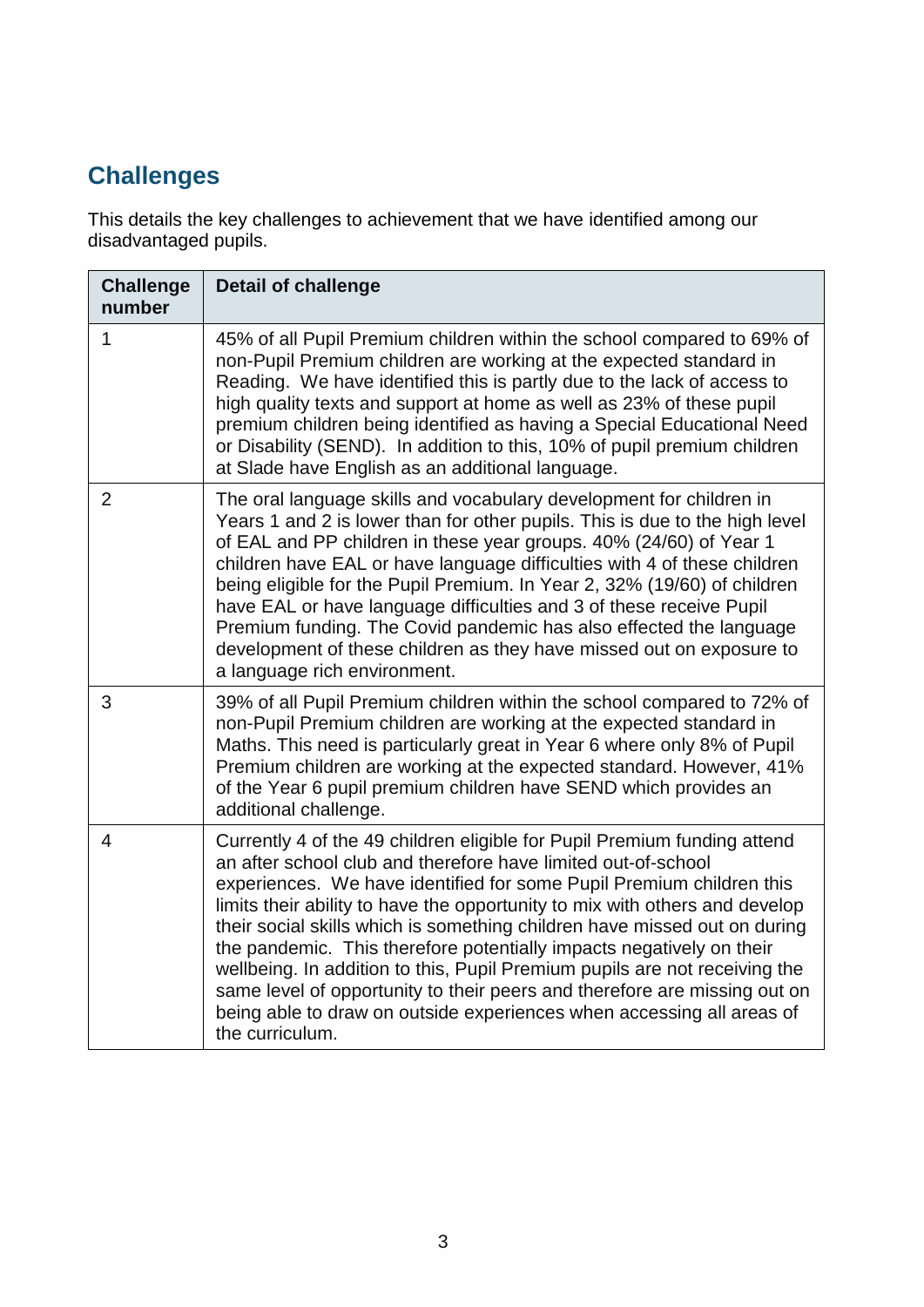## Challenges

This details the key challenges to achievement that we have identified among our disadvantaged pupils.

| Challenge number | Detail of challenge |
|---|---|
| 1 | 45% of all Pupil Premium children within the school compared to 69% of non-Pupil Premium children are working at the expected standard in Reading. We have identified this is partly due to the lack of access to high quality texts and support at home as well as 23% of these pupil premium children being identified as having a Special Educational Need or Disability (SEND). In addition to this, 10% of pupil premium children at Slade have English as an additional language. |
| 2 | The oral language skills and vocabulary development for children in Years 1 and 2 is lower than for other pupils. This is due to the high level of EAL and PP children in these year groups. 40% (24/60) of Year 1 children have EAL or have language difficulties with 4 of these children being eligible for the Pupil Premium. In Year 2, 32% (19/60) of children have EAL or have language difficulties and 3 of these receive Pupil Premium funding. The Covid pandemic has also effected the language development of these children as they have missed out on exposure to a language rich environment. |
| 3 | 39% of all Pupil Premium children within the school compared to 72% of non-Pupil Premium children are working at the expected standard in Maths. This need is particularly great in Year 6 where only 8% of Pupil Premium children are working at the expected standard. However, 41% of the Year 6 pupil premium children have SEND which provides an additional challenge. |
| 4 | Currently 4 of the 49 children eligible for Pupil Premium funding attend an after school club and therefore have limited out-of-school experiences. We have identified for some Pupil Premium children this limits their ability to have the opportunity to mix with others and develop their social skills which is something children have missed out on during the pandemic. This therefore potentially impacts negatively on their wellbeing. In addition to this, Pupil Premium pupils are not receiving the same level of opportunity to their peers and therefore are missing out on being able to draw on outside experiences when accessing all areas of the curriculum. |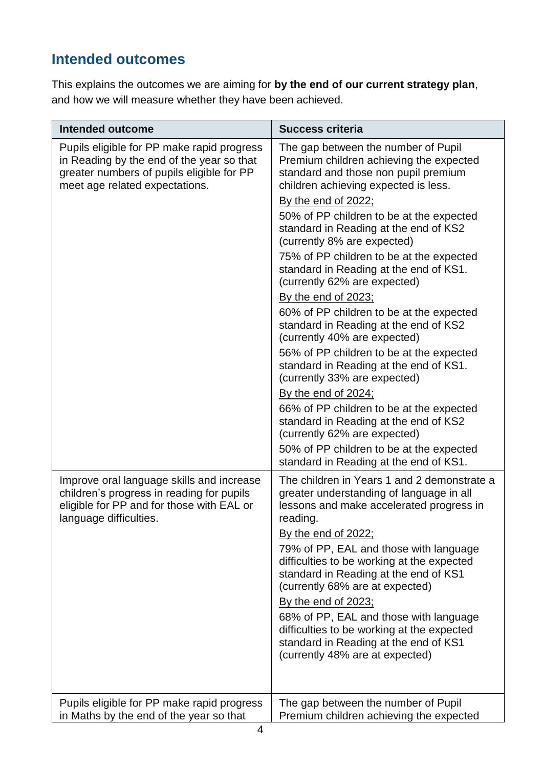## Intended outcomes

This explains the outcomes we are aiming for **by the end of our current strategy plan**, and how we will measure whether they have been achieved.

| Intended outcome | Success criteria |
|---|---|
| Pupils eligible for PP make rapid progress in Reading by the end of the year so that greater numbers of pupils eligible for PP meet age related expectations. | The gap between the number of Pupil Premium children achieving the expected standard and those non pupil premium children achieving expected is less.<br><br>By the end of 2022;<br><br>50% of PP children to be at the expected standard in Reading at the end of KS2 (currently 8% are expected)<br><br>75% of PP children to be at the expected standard in Reading at the end of KS1. (currently 62% are expected)<br><br>By the end of 2023;<br><br>60% of PP children to be at the expected standard in Reading at the end of KS2 (currently 40% are expected)<br><br>56% of PP children to be at the expected standard in Reading at the end of KS1. (currently 33% are expected)<br><br>By the end of 2024;<br><br>66% of PP children to be at the expected standard in Reading at the end of KS2 (currently 62% are expected)<br><br>50% of PP children to be at the expected standard in Reading at the end of KS1. |
| Improve oral language skills and increase children's progress in reading for pupils eligible for PP and for those with EAL or language difficulties. | The children in Years 1 and 2 demonstrate a greater understanding of language in all lessons and make accelerated progress in reading.<br><br>By the end of 2022;<br><br>79% of PP, EAL and those with language difficulties to be working at the expected standard in Reading at the end of KS1 (currently 68% are at expected)<br><br>By the end of 2023;<br><br>68% of PP, EAL and those with language difficulties to be working at the expected standard in Reading at the end of KS1 (currently 48% are at expected) |
| Pupils eligible for PP make rapid progress in Maths by the end of the year so that | The gap between the number of Pupil Premium children achieving the expected |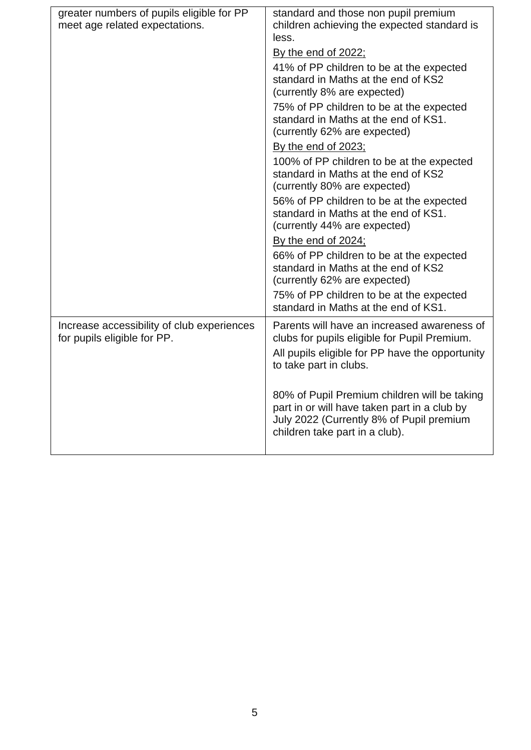| | |
|---|---|
| greater numbers of pupils eligible for PP meet age related expectations. | standard and those non pupil premium children achieving the expected standard is less.<br><br><u>By the end of 2022;</u><br><br>41% of PP children to be at the expected standard in Maths at the end of KS2 (currently 8% are expected)<br><br>75% of PP children to be at the expected standard in Maths at the end of KS1. (currently 62% are expected)<br><br><u>By the end of 2023;</u><br><br>100% of PP children to be at the expected standard in Maths at the end of KS2 (currently 80% are expected)<br><br>56% of PP children to be at the expected standard in Maths at the end of KS1. (currently 44% are expected)<br><br><u>By the end of 2024;</u><br><br>66% of PP children to be at the expected standard in Maths at the end of KS2 (currently 62% are expected)<br><br>75% of PP children to be at the expected standard in Maths at the end of KS1. |
| Increase accessibility of club experiences for pupils eligible for PP. | Parents will have an increased awareness of clubs for pupils eligible for Pupil Premium.<br><br>All pupils eligible for PP have the opportunity to take part in clubs.<br><br>80% of Pupil Premium children will be taking part in or will have taken part in a club by July 2022 (Currently 8% of Pupil premium children take part in a club). |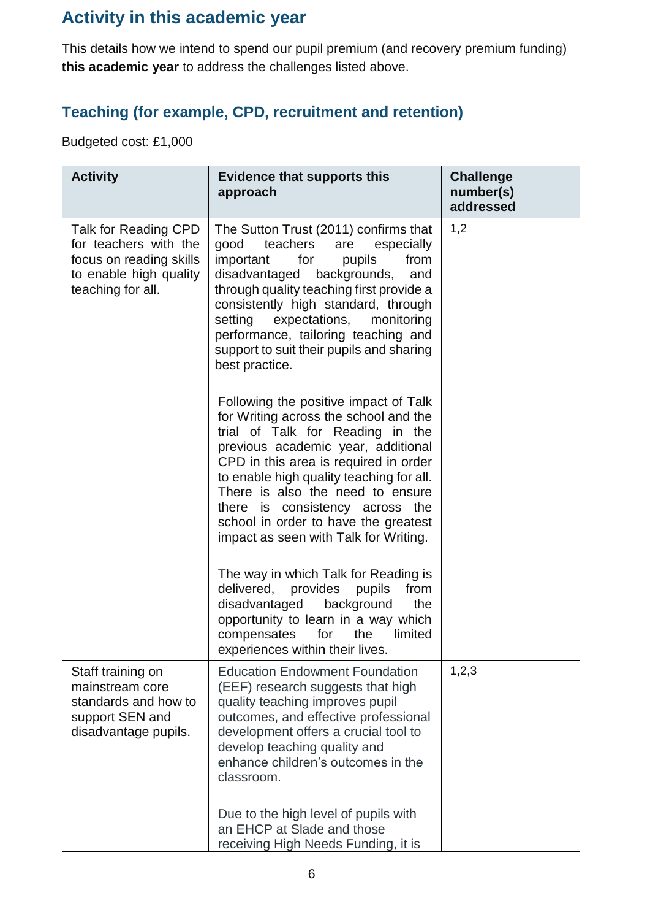## Activity in this academic year

This details how we intend to spend our pupil premium (and recovery premium funding) **this academic year** to address the challenges listed above.

### Teaching (for example, CPD, recruitment and retention)

Budgeted cost: £1,000

| Activity | Evidence that supports this approach | Challenge number(s) addressed |
|---|---|---|
| Talk for Reading CPD for teachers with the focus on reading skills to enable high quality teaching for all. | The Sutton Trust (2011) confirms that good teachers are especially important for pupils from disadvantaged backgrounds, and through quality teaching first provide a consistently high standard, through setting expectations, monitoring performance, tailoring teaching and support to suit their pupils and sharing best practice.<br><br>Following the positive impact of Talk for Writing across the school and the trial of Talk for Reading in the previous academic year, additional CPD in this area is required in order to enable high quality teaching for all. There is also the need to ensure there is consistency across the school in order to have the greatest impact as seen with Talk for Writing.<br><br>The way in which Talk for Reading is delivered, provides pupils from disadvantaged background the opportunity to learn in a way which compensates for the limited experiences within their lives. | 1,2 |
| Staff training on mainstream core standards and how to support SEN and disadvantage pupils. | Education Endowment Foundation (EEF) research suggests that high quality teaching improves pupil outcomes, and effective professional development offers a crucial tool to develop teaching quality and enhance children's outcomes in the classroom.<br><br>Due to the high level of pupils with an EHCP at Slade and those receiving High Needs Funding, it is | 1,2,3 |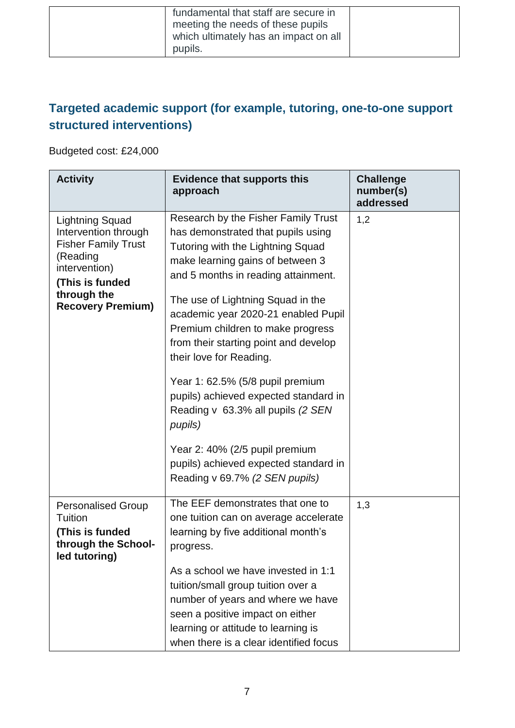| | fundamental that staff are secure in meeting the needs of these pupils which ultimately has an impact on all pupils. | |
|---|---|---|

## Targeted academic support (for example, tutoring, one-to-one support structured interventions)

Budgeted cost: £24,000

| Activity | Evidence that supports this approach | Challenge number(s) addressed |
|---|---|---|
| Lightning Squad Intervention through Fisher Family Trust (Reading intervention) **(This is funded through the Recovery Premium)** | Research by the Fisher Family Trust has demonstrated that pupils using Tutoring with the Lightning Squad make learning gains of between 3 and 5 months in reading attainment. The use of Lightning Squad in the academic year 2020-21 enabled Pupil Premium children to make progress from their starting point and develop their love for Reading. Year 1: 62.5% (5/8 pupil premium pupils) achieved expected standard in Reading v 63.3% all pupils *(2 SEN pupils)* Year 2: 40% (2/5 pupil premium pupils) achieved expected standard in Reading v 69.7% *(2 SEN pupils)* | 1,2 |
| Personalised Group Tuition **(This is funded through the School-led tutoring)** | The EEF demonstrates that one to one tuition can on average accelerate learning by five additional month's progress. As a school we have invested in 1:1 tuition/small group tuition over a number of years and where we have seen a positive impact on either learning or attitude to learning is when there is a clear identified focus | 1,3 |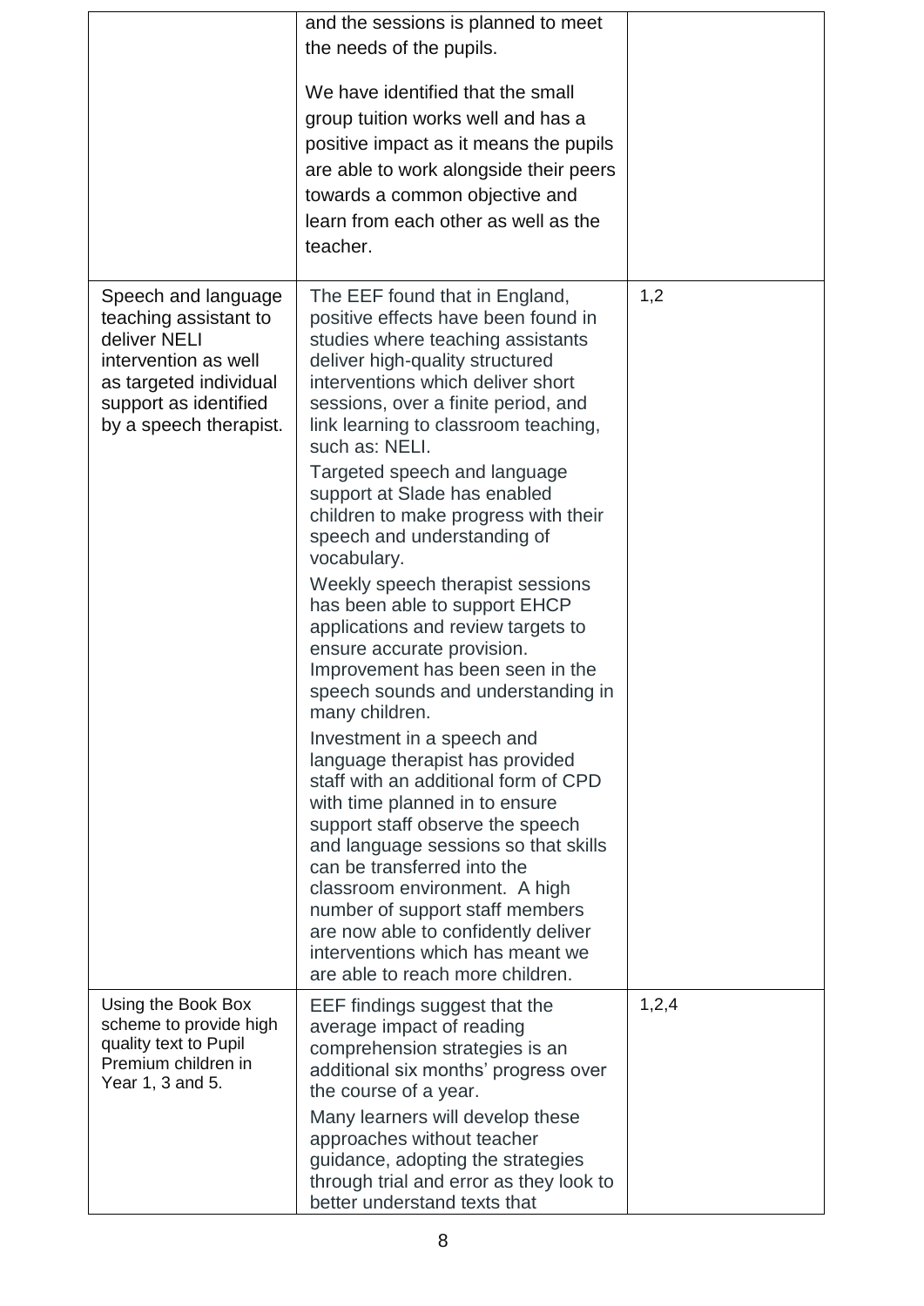| | | |
|---|---|---|
| | and the sessions is planned to meet the needs of the pupils.<br><br>We have identified that the small group tuition works well and has a positive impact as it means the pupils are able to work alongside their peers towards a common objective and learn from each other as well as the teacher. | |
| Speech and language teaching assistant to deliver NELI intervention as well as targeted individual support as identified by a speech therapist. | The EEF found that in England, positive effects have been found in studies where teaching assistants deliver high-quality structured interventions which deliver short sessions, over a finite period, and link learning to classroom teaching, such as: NELI.<br><br>Targeted speech and language support at Slade has enabled children to make progress with their speech and understanding of vocabulary.<br><br>Weekly speech therapist sessions has been able to support EHCP applications and review targets to ensure accurate provision. Improvement has been seen in the speech sounds and understanding in many children.<br><br>Investment in a speech and language therapist has provided staff with an additional form of CPD with time planned in to ensure support staff observe the speech and language sessions so that skills can be transferred into the classroom environment. A high number of support staff members are now able to confidently deliver interventions which has meant we are able to reach more children. | 1,2 |
| Using the Book Box scheme to provide high quality text to Pupil Premium children in Year 1, 3 and 5. | EEF findings suggest that the average impact of reading comprehension strategies is an additional six months' progress over the course of a year.<br><br>Many learners will develop these approaches without teacher guidance, adopting the strategies through trial and error as they look to better understand texts that | 1,2,4 |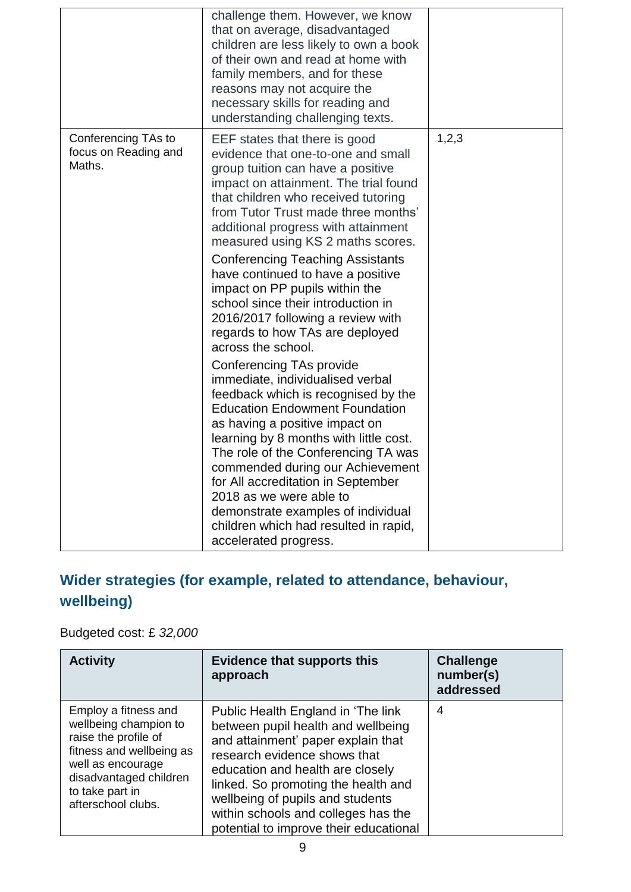| | | |
|---|---|---|
| | challenge them. However, we know that on average, disadvantaged children are less likely to own a book of their own and read at home with family members, and for these reasons may not acquire the necessary skills for reading and understanding challenging texts. | |
| Conferencing TAs to focus on Reading and Maths. | EEF states that there is good evidence that one-to-one and small group tuition can have a positive impact on attainment. The trial found that children who received tutoring from Tutor Trust made three months' additional progress with attainment measured using KS 2 maths scores.<br><br>Conferencing Teaching Assistants have continued to have a positive impact on PP pupils within the school since their introduction in 2016/2017 following a review with regards to how TAs are deployed across the school.<br><br>Conferencing TAs provide immediate, individualised verbal feedback which is recognised by the Education Endowment Foundation as having a positive impact on learning by 8 months with little cost. The role of the Conferencing TA was commended during our Achievement for All accreditation in September 2018 as we were able to demonstrate examples of individual children which had resulted in rapid, accelerated progress. | 1,2,3 |

## Wider strategies (for example, related to attendance, behaviour, wellbeing)

Budgeted cost: £ *32,000*

| Activity | Evidence that supports this approach | Challenge number(s) addressed |
|---|---|---|
| Employ a fitness and wellbeing champion to raise the profile of fitness and wellbeing as well as encourage disadvantaged children to take part in afterschool clubs. | Public Health England in 'The link between pupil health and wellbeing and attainment' paper explain that research evidence shows that education and health are closely linked. So promoting the health and wellbeing of pupils and students within schools and colleges has the potential to improve their educational | 4 |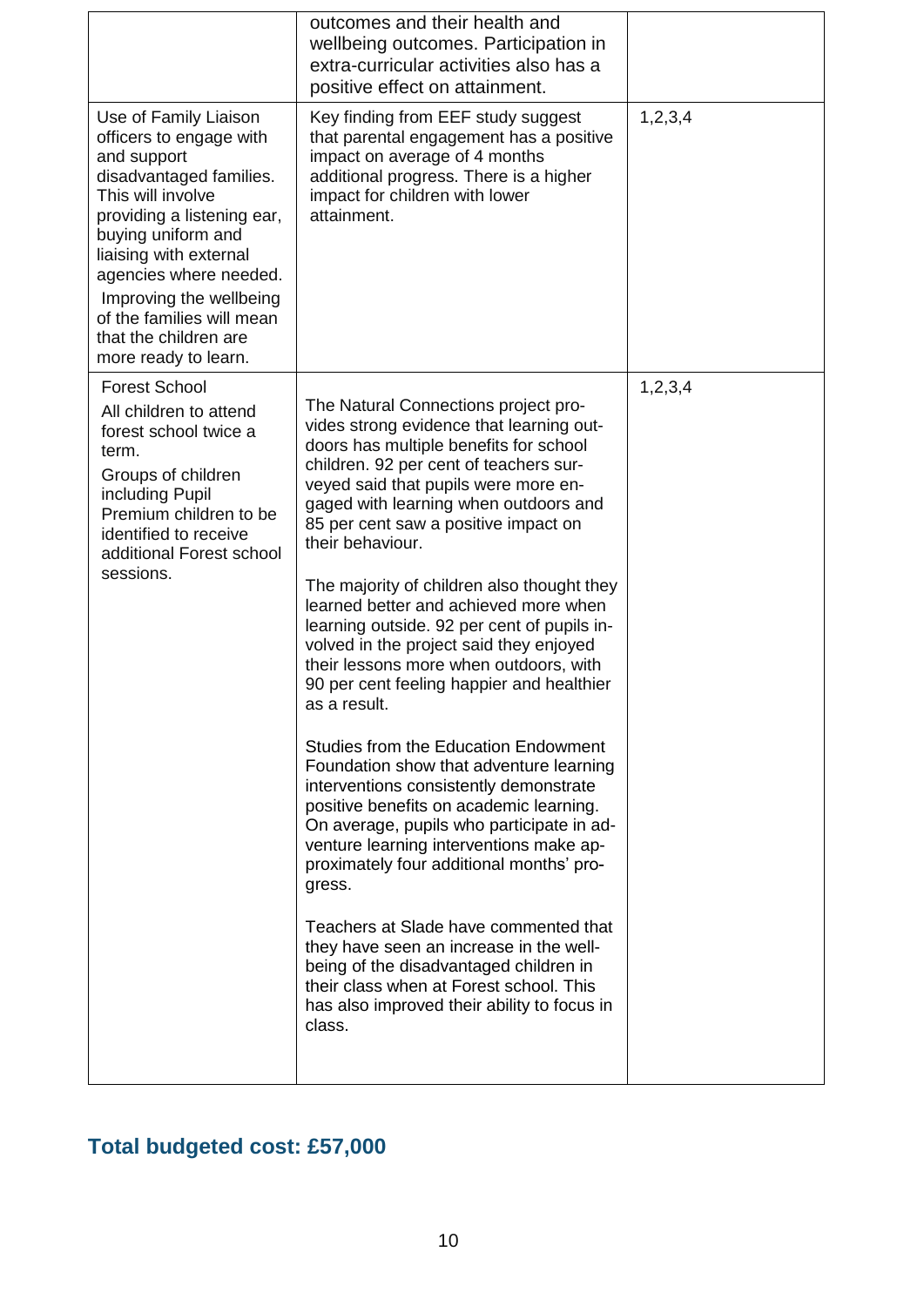| | | |
|---|---|---|
| | outcomes and their health and wellbeing outcomes. Participation in extra-curricular activities also has a positive effect on attainment. | |
| Use of Family Liaison officers to engage with and support disadvantaged families. This will involve providing a listening ear, buying uniform and liaising with external agencies where needed. Improving the wellbeing of the families will mean that the children are more ready to learn. | Key finding from EEF study suggest that parental engagement has a positive impact on average of 4 months additional progress. There is a higher impact for children with lower attainment. | 1,2,3,4 |
| Forest School<br>All children to attend forest school twice a term.<br>Groups of children including Pupil Premium children to be identified to receive additional Forest school sessions. | The Natural Connections project provides strong evidence that learning outdoors has multiple benefits for school children. 92 per cent of teachers surveyed said that pupils were more engaged with learning when outdoors and 85 per cent saw a positive impact on their behaviour.<br><br>The majority of children also thought they learned better and achieved more when learning outside. 92 per cent of pupils involved in the project said they enjoyed their lessons more when outdoors, with 90 per cent feeling happier and healthier as a result.<br><br>Studies from the Education Endowment Foundation show that adventure learning interventions consistently demonstrate positive benefits on academic learning. On average, pupils who participate in adventure learning interventions make approximately four additional months' progress.<br><br>Teachers at Slade have commented that they have seen an increase in the wellbeing of the disadvantaged children in their class when at Forest school. This has also improved their ability to focus in class. | 1,2,3,4 |

## Total budgeted cost: £57,000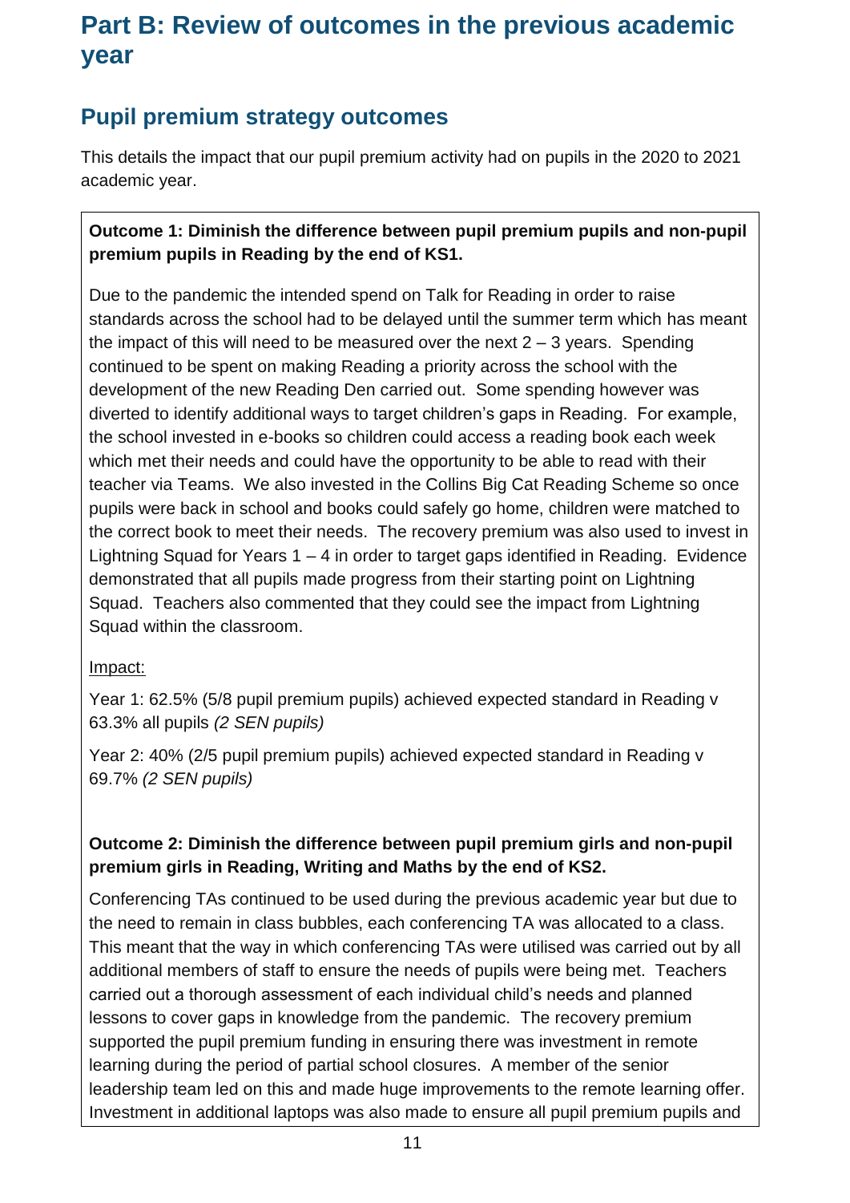# Part B: Review of outcomes in the previous academic year

## Pupil premium strategy outcomes

This details the impact that our pupil premium activity had on pupils in the 2020 to 2021 academic year.

**Outcome 1: Diminish the difference between pupil premium pupils and non-pupil premium pupils in Reading by the end of KS1.**

Due to the pandemic the intended spend on Talk for Reading in order to raise standards across the school had to be delayed until the summer term which has meant the impact of this will need to be measured over the next 2 – 3 years. Spending continued to be spent on making Reading a priority across the school with the development of the new Reading Den carried out. Some spending however was diverted to identify additional ways to target children's gaps in Reading. For example, the school invested in e-books so children could access a reading book each week which met their needs and could have the opportunity to be able to read with their teacher via Teams. We also invested in the Collins Big Cat Reading Scheme so once pupils were back in school and books could safely go home, children were matched to the correct book to meet their needs. The recovery premium was also used to invest in Lightning Squad for Years 1 – 4 in order to target gaps identified in Reading. Evidence demonstrated that all pupils made progress from their starting point on Lightning Squad. Teachers also commented that they could see the impact from Lightning Squad within the classroom.

Impact:

Year 1: 62.5% (5/8 pupil premium pupils) achieved expected standard in Reading v 63.3% all pupils *(2 SEN pupils)*

Year 2: 40% (2/5 pupil premium pupils) achieved expected standard in Reading v 69.7% *(2 SEN pupils)*

**Outcome 2: Diminish the difference between pupil premium girls and non-pupil premium girls in Reading, Writing and Maths by the end of KS2.**

Conferencing TAs continued to be used during the previous academic year but due to the need to remain in class bubbles, each conferencing TA was allocated to a class. This meant that the way in which conferencing TAs were utilised was carried out by all additional members of staff to ensure the needs of pupils were being met. Teachers carried out a thorough assessment of each individual child's needs and planned lessons to cover gaps in knowledge from the pandemic. The recovery premium supported the pupil premium funding in ensuring there was investment in remote learning during the period of partial school closures. A member of the senior leadership team led on this and made huge improvements to the remote learning offer. Investment in additional laptops was also made to ensure all pupil premium pupils and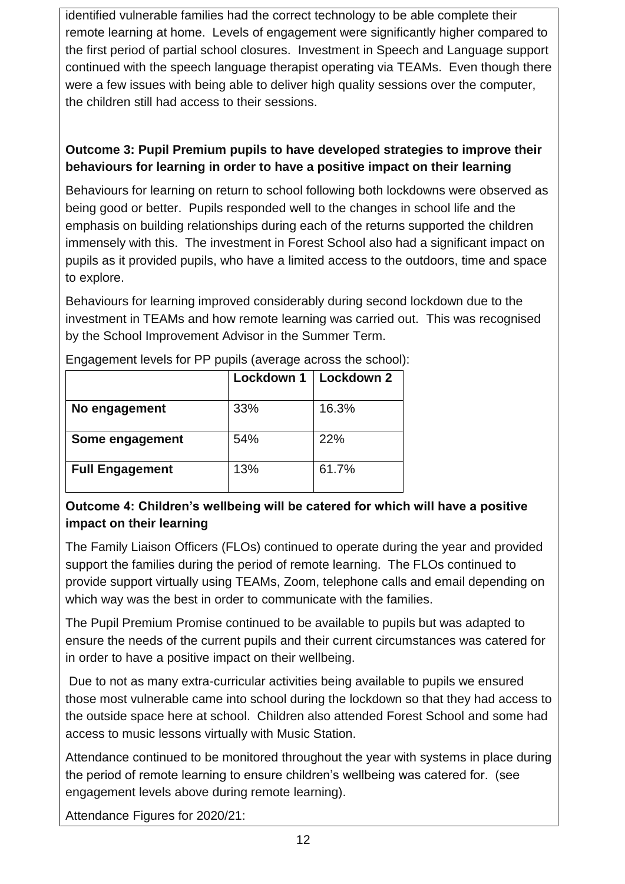identified vulnerable families had the correct technology to be able complete their remote learning at home. Levels of engagement were significantly higher compared to the first period of partial school closures. Investment in Speech and Language support continued with the speech language therapist operating via TEAMs. Even though there were a few issues with being able to deliver high quality sessions over the computer, the children still had access to their sessions.

**Outcome 3: Pupil Premium pupils to have developed strategies to improve their behaviours for learning in order to have a positive impact on their learning**

Behaviours for learning on return to school following both lockdowns were observed as being good or better. Pupils responded well to the changes in school life and the emphasis on building relationships during each of the returns supported the children immensely with this. The investment in Forest School also had a significant impact on pupils as it provided pupils, who have a limited access to the outdoors, time and space to explore.

Behaviours for learning improved considerably during second lockdown due to the investment in TEAMs and how remote learning was carried out. This was recognised by the School Improvement Advisor in the Summer Term.

Engagement levels for PP pupils (average across the school):

| | **Lockdown 1** | **Lockdown 2** |
|---|---|---|
| **No engagement** | 33% | 16.3% |
| **Some engagement** | 54% | 22% |
| **Full Engagement** | 13% | 61.7% |

**Outcome 4: Children's wellbeing will be catered for which will have a positive impact on their learning**

The Family Liaison Officers (FLOs) continued to operate during the year and provided support the families during the period of remote learning. The FLOs continued to provide support virtually using TEAMs, Zoom, telephone calls and email depending on which way was the best in order to communicate with the families.

The Pupil Premium Promise continued to be available to pupils but was adapted to ensure the needs of the current pupils and their current circumstances was catered for in order to have a positive impact on their wellbeing.

Due to not as many extra-curricular activities being available to pupils we ensured those most vulnerable came into school during the lockdown so that they had access to the outside space here at school. Children also attended Forest School and some had access to music lessons virtually with Music Station.

Attendance continued to be monitored throughout the year with systems in place during the period of remote learning to ensure children's wellbeing was catered for. (see engagement levels above during remote learning).

Attendance Figures for 2020/21: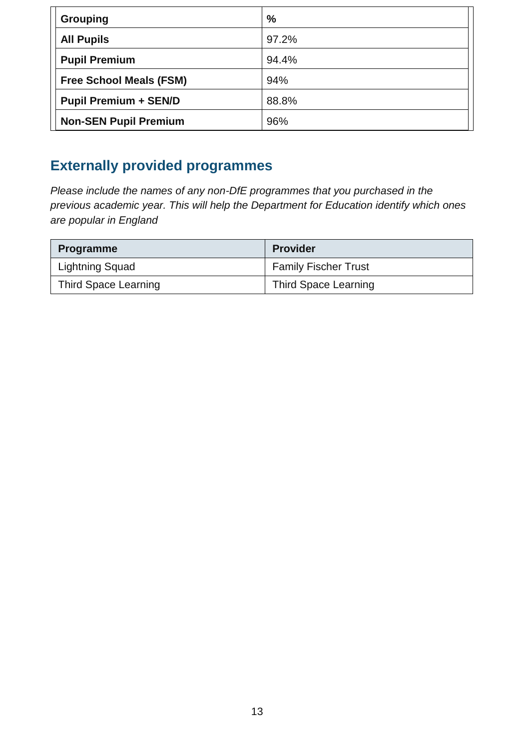| Grouping | % |
|---|---|
| **All Pupils** | 97.2% |
| **Pupil Premium** | 94.4% |
| **Free School Meals (FSM)** | 94% |
| **Pupil Premium + SEN/D** | 88.8% |
| **Non-SEN Pupil Premium** | 96% |

## Externally provided programmes

*Please include the names of any non-DfE programmes that you purchased in the previous academic year. This will help the Department for Education identify which ones are popular in England*

| Programme | Provider |
|---|---|
| Lightning Squad | Family Fischer Trust |
| Third Space Learning | Third Space Learning |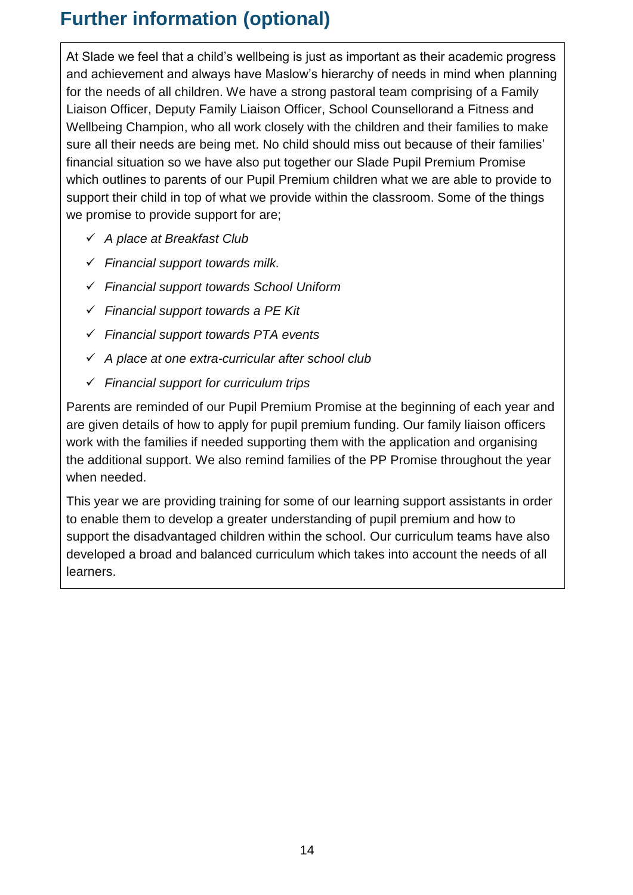## Further information (optional)

At Slade we feel that a child's wellbeing is just as important as their academic progress and achievement and always have Maslow's hierarchy of needs in mind when planning for the needs of all children. We have a strong pastoral team comprising of a Family Liaison Officer, Deputy Family Liaison Officer, School Counsellorand a Fitness and Wellbeing Champion, who all work closely with the children and their families to make sure all their needs are being met. No child should miss out because of their families' financial situation so we have also put together our Slade Pupil Premium Promise which outlines to parents of our Pupil Premium children what we are able to provide to support their child in top of what we provide within the classroom. Some of the things we promise to provide support for are;

- ✓ *A place at Breakfast Club*
- ✓ *Financial support towards milk.*
- ✓ *Financial support towards School Uniform*
- ✓ *Financial support towards a PE Kit*
- ✓ *Financial support towards PTA events*
- ✓ *A place at one extra-curricular after school club*
- ✓ *Financial support for curriculum trips*

Parents are reminded of our Pupil Premium Promise at the beginning of each year and are given details of how to apply for pupil premium funding. Our family liaison officers work with the families if needed supporting them with the application and organising the additional support. We also remind families of the PP Promise throughout the year when needed.

This year we are providing training for some of our learning support assistants in order to enable them to develop a greater understanding of pupil premium and how to support the disadvantaged children within the school. Our curriculum teams have also developed a broad and balanced curriculum which takes into account the needs of all learners.